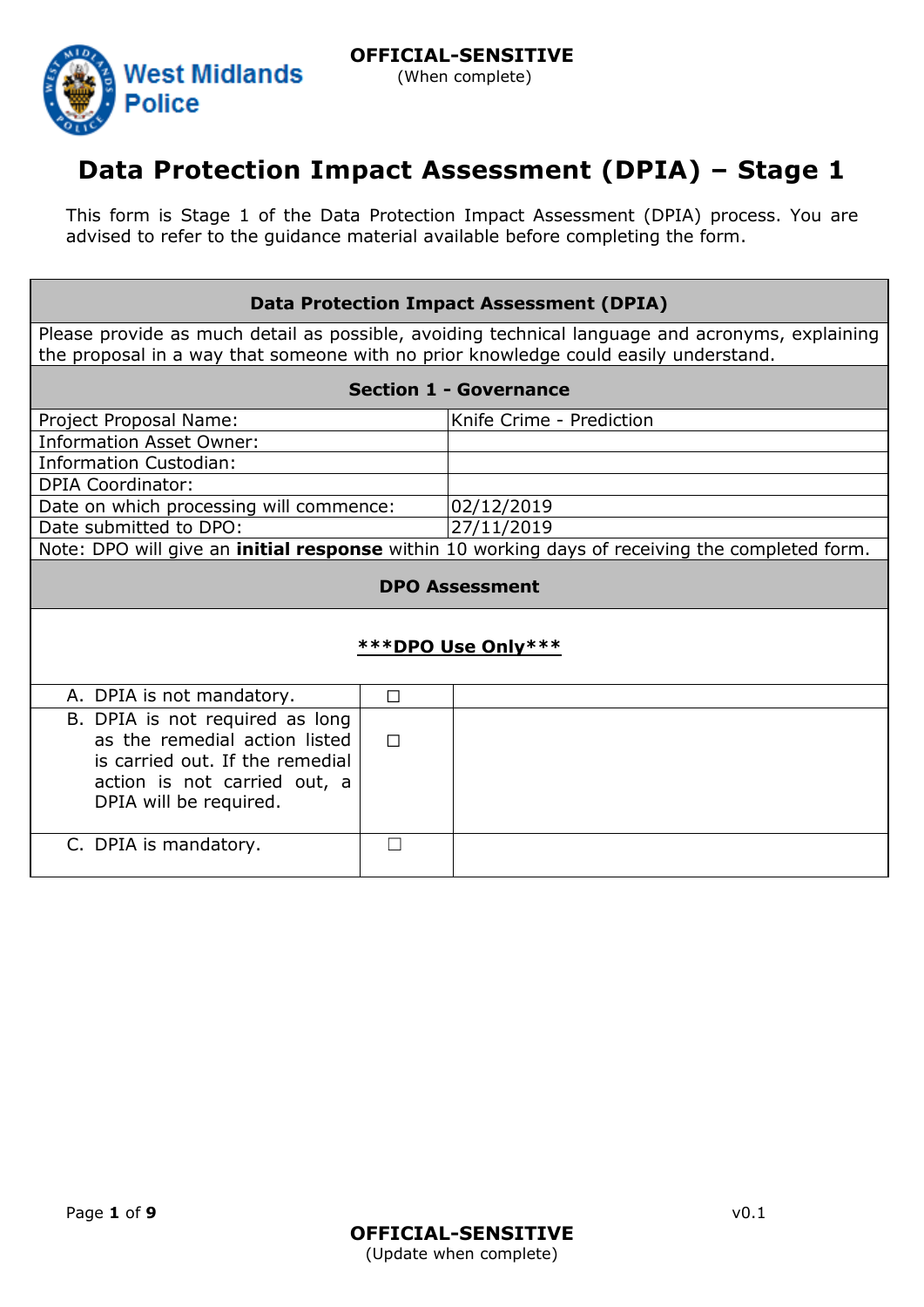**OFFICIAL-SENSITIVE**
(When complete)

# Data Protection Impact Assessment (DPIA) – Stage 1

This form is Stage 1 of the Data Protection Impact Assessment (DPIA) process. You are advised to refer to the guidance material available before completing the form.

| **Data Protection Impact Assessment (DPIA)** | |
|---|---|
| Please provide as much detail as possible, avoiding technical language and acronyms, explaining the proposal in a way that someone with no prior knowledge could easily understand. | |
| **Section 1 - Governance** | |
| Project Proposal Name: | Knife Crime - Prediction |
| Information Asset Owner: | |
| Information Custodian: | |
| DPIA Coordinator: | |
| Date on which processing will commence: | 02/12/2019 |
| Date submitted to DPO: | 27/11/2019 |
| Note: DPO will give an **initial response** within 10 working days of receiving the completed form. | |

| **DPO Assessment** | | |
|---|---|---|
| **\*\*\*DPO Use Only\*\*\*** | | |
| A. DPIA is not mandatory. | ☐ | |
| B. DPIA is not required as long as the remedial action listed is carried out. If the remedial action is not carried out, a DPIA will be required. | ☐ | |
| C. DPIA is mandatory. | ☐ | |

v0.1

**OFFICIAL-SENSITIVE**
(Update when complete)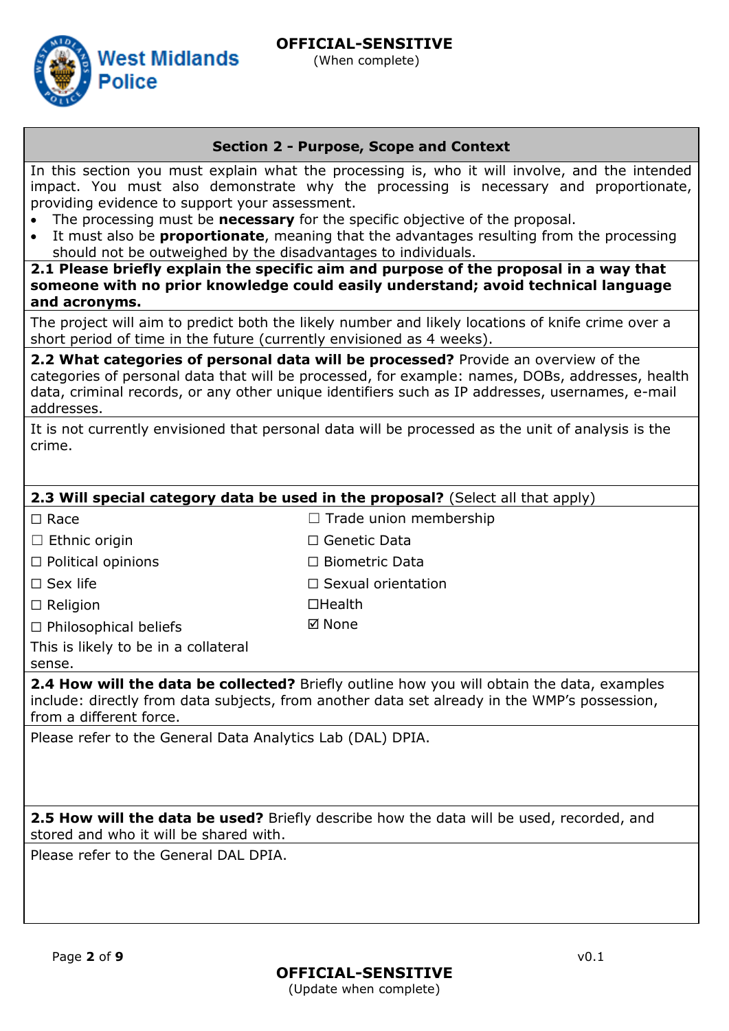**OFFICIAL-SENSITIVE**
(When complete)

## Section 2 - Purpose, Scope and Context

In this section you must explain what the processing is, who it will involve, and the intended impact. You must also demonstrate why the processing is necessary and proportionate, providing evidence to support your assessment.

- The processing must be **necessary** for the specific objective of the proposal.
- It must also be **proportionate**, meaning that the advantages resulting from the processing should not be outweighed by the disadvantages to individuals.

**2.1 Please briefly explain the specific aim and purpose of the proposal in a way that someone with no prior knowledge could easily understand; avoid technical language and acronyms.**

The project will aim to predict both the likely number and likely locations of knife crime over a short period of time in the future (currently envisioned as 4 weeks).

**2.2 What categories of personal data will be processed?** Provide an overview of the categories of personal data that will be processed, for example: names, DOBs, addresses, health data, criminal records, or any other unique identifiers such as IP addresses, usernames, e-mail addresses.

It is not currently envisioned that personal data will be processed as the unit of analysis is the crime.

**2.3 Will special category data be used in the proposal?** (Select all that apply)

| | |
|---|---|
| ☐ Race | ☐ Trade union membership |
| ☐ Ethnic origin | ☐ Genetic Data |
| ☐ Political opinions | ☐ Biometric Data |
| ☐ Sex life | ☐ Sexual orientation |
| ☐ Religion | ☐ Health |
| ☐ Philosophical beliefs | ☑ None |

This is likely to be in a collateral sense.

**2.4 How will the data be collected?** Briefly outline how you will obtain the data, examples include: directly from data subjects, from another data set already in the WMP's possession, from a different force.

Please refer to the General Data Analytics Lab (DAL) DPIA.

**2.5 How will the data be used?** Briefly describe how the data will be used, recorded, and stored and who it will be shared with.

Please refer to the General DAL DPIA.

v0.1

**OFFICIAL-SENSITIVE**
(Update when complete)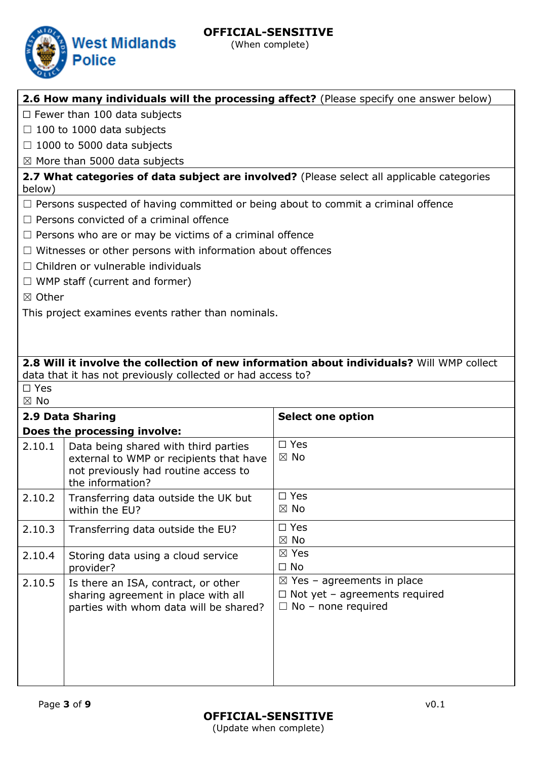| **2.6 How many individuals will the processing affect?** (Please specify one answer below) |
|---|
| ☐ Fewer than 100 data subjects |
| ☐ 100 to 1000 data subjects |
| ☐ 1000 to 5000 data subjects |
| ☒ More than 5000 data subjects |

| **2.7 What categories of data subject are involved?** (Please select all applicable categories below) |
|---|
| ☐ Persons suspected of having committed or being about to commit a criminal offence |
| ☐ Persons convicted of a criminal offence |
| ☐ Persons who are or may be victims of a criminal offence |
| ☐ Witnesses or other persons with information about offences |
| ☐ Children or vulnerable individuals |
| ☐ WMP staff (current and former) |
| ☒ Other |
| This project examines events rather than nominals. |

| **2.8 Will it involve the collection of new information about individuals?** Will WMP collect data that it has not previously collected or had access to? |
|---|
| ☐ Yes<br>☒ No |

| **2.9 Data Sharing**<br>**Does the processing involve:** | | **Select one option** |
|---|---|---|
| 2.10.1 | Data being shared with third parties external to WMP or recipients that have not previously had routine access to the information? | ☐ Yes<br>☒ No |
| 2.10.2 | Transferring data outside the UK but within the EU? | ☐ Yes<br>☒ No |
| 2.10.3 | Transferring data outside the EU? | ☐ Yes<br>☒ No |
| 2.10.4 | Storing data using a cloud service provider? | ☒ Yes<br>☐ No |
| 2.10.5 | Is there an ISA, contract, or other sharing agreement in place with all parties with whom data will be shared? | ☒ Yes – agreements in place<br>☐ Not yet – agreements required<br>☐ No – none required |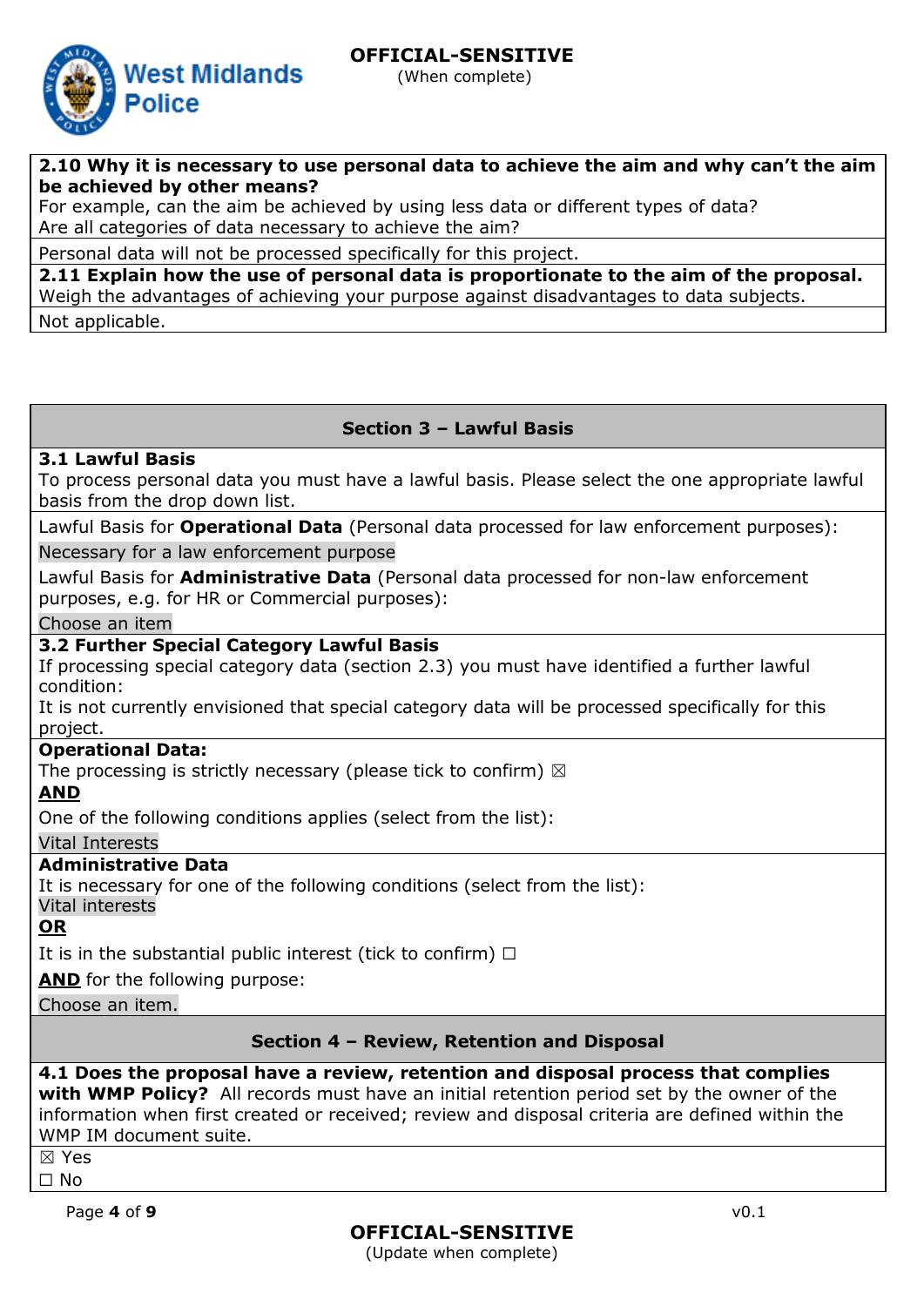**2.10 Why it is necessary to use personal data to achieve the aim and why can't the aim be achieved by other means?**
For example, can the aim be achieved by using less data or different types of data?
Are all categories of data necessary to achieve the aim?

Personal data will not be processed specifically for this project.

**2.11 Explain how the use of personal data is proportionate to the aim of the proposal.**
Weigh the advantages of achieving your purpose against disadvantages to data subjects.

Not applicable.

## Section 3 – Lawful Basis

**3.1 Lawful Basis**
To process personal data you must have a lawful basis. Please select the one appropriate lawful basis from the drop down list.

Lawful Basis for **Operational Data** (Personal data processed for law enforcement purposes):

Necessary for a law enforcement purpose

Lawful Basis for **Administrative Data** (Personal data processed for non-law enforcement purposes, e.g. for HR or Commercial purposes):

Choose an item

**3.2 Further Special Category Lawful Basis**
If processing special category data (section 2.3) you must have identified a further lawful condition:
It is not currently envisioned that special category data will be processed specifically for this project.

**Operational Data:**
The processing is strictly necessary (please tick to confirm) ☒

**AND**

One of the following conditions applies (select from the list):

Vital Interests

**Administrative Data**
It is necessary for one of the following conditions (select from the list):
Vital interests

**OR**

It is in the substantial public interest (tick to confirm) ☐

**AND** for the following purpose:

Choose an item.

## Section 4 – Review, Retention and Disposal

**4.1 Does the proposal have a review, retention and disposal process that complies with WMP Policy?** All records must have an initial retention period set by the owner of the information when first created or received; review and disposal criteria are defined within the WMP IM document suite.

☒ Yes
☐ No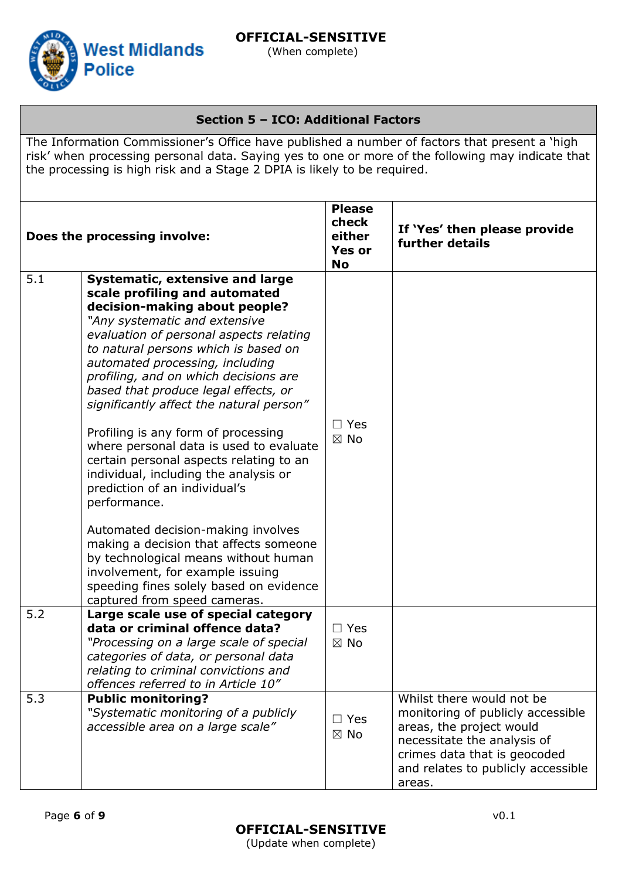## Section 5 – ICO: Additional Factors

The Information Commissioner's Office have published a number of factors that present a 'high risk' when processing personal data. Saying yes to one or more of the following may indicate that the processing is high risk and a Stage 2 DPIA is likely to be required.

| | Does the processing involve: | Please check either Yes or No | If 'Yes' then please provide further details |
|---|---|---|---|
| 5.1 | **Systematic, extensive and large scale profiling and automated decision-making about people?** *"Any systematic and extensive evaluation of personal aspects relating to natural persons which is based on automated processing, including profiling, and on which decisions are based that produce legal effects, or significantly affect the natural person"*<br><br>Profiling is any form of processing where personal data is used to evaluate certain personal aspects relating to an individual, including the analysis or prediction of an individual's performance.<br><br>Automated decision-making involves making a decision that affects someone by technological means without human involvement, for example issuing speeding fines solely based on evidence captured from speed cameras. | ☐ Yes<br>☒ No | |
| 5.2 | **Large scale use of special category data or criminal offence data?** *"Processing on a large scale of special categories of data, or personal data relating to criminal convictions and offences referred to in Article 10"* | ☐ Yes<br>☒ No | |
| 5.3 | **Public monitoring?** *"Systematic monitoring of a publicly accessible area on a large scale"* | ☐ Yes<br>☒ No | Whilst there would not be monitoring of publicly accessible areas, the project would necessitate the analysis of crimes data that is geocoded and relates to publicly accessible areas. |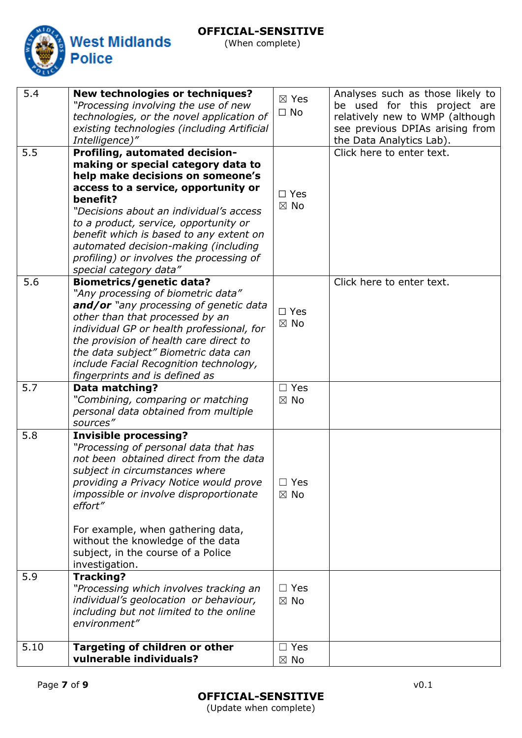| | | | |
|---|---|---|---|
| 5.4 | **New technologies or techniques?** *"Processing involving the use of new technologies, or the novel application of existing technologies (including Artificial Intelligence)"* | ☒ Yes ☐ No | Analyses such as those likely to be used for this project are relatively new to WMP (although see previous DPIAs arising from the Data Analytics Lab). |
| 5.5 | **Profiling, automated decision-making or special category data to help make decisions on someone's access to a service, opportunity or benefit?** *"Decisions about an individual's access to a product, service, opportunity or benefit which is based to any extent on automated decision-making (including profiling) or involves the processing of special category data"* | ☐ Yes ☒ No | Click here to enter text. |
| 5.6 | **Biometrics/genetic data?** *"Any processing of biometric data"* ***and/or*** *"any processing of genetic data other than that processed by an individual GP or health professional, for the provision of health care direct to the data subject" Biometric data can include Facial Recognition technology, fingerprints and is defined as* | ☐ Yes ☒ No | Click here to enter text. |
| 5.7 | **Data matching?** *"Combining, comparing or matching personal data obtained from multiple sources"* | ☐ Yes ☒ No | |
| 5.8 | **Invisible processing?** *"Processing of personal data that has not been obtained direct from the data subject in circumstances where providing a Privacy Notice would prove impossible or involve disproportionate effort"* For example, when gathering data, without the knowledge of the data subject, in the course of a Police investigation. | ☐ Yes ☒ No | |
| 5.9 | **Tracking?** *"Processing which involves tracking an individual's geolocation or behaviour, including but not limited to the online environment"* | ☐ Yes ☒ No | |
| 5.10 | **Targeting of children or other vulnerable individuals?** | ☐ Yes ☒ No | |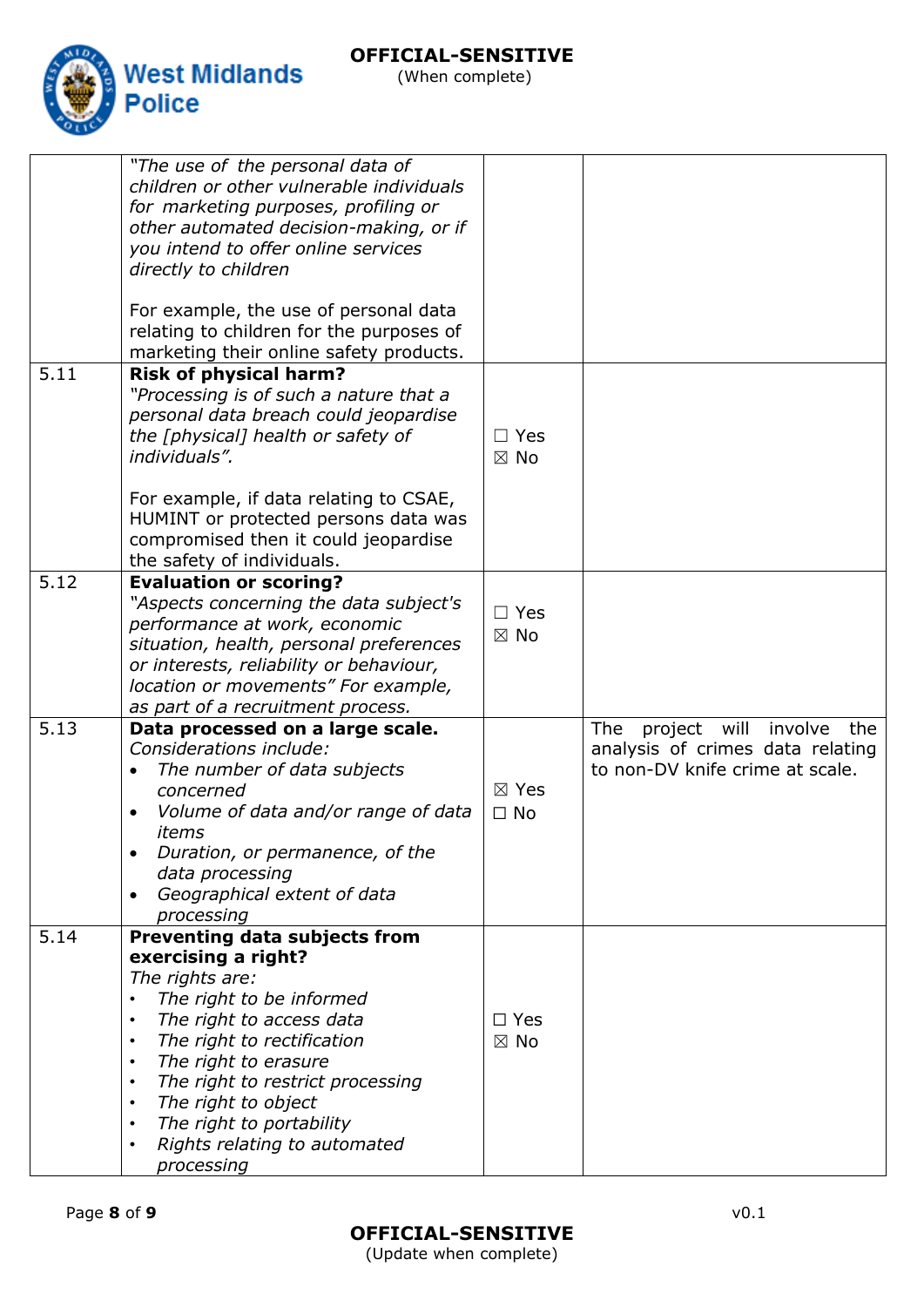| | | | |
|---|---|---|---|
| | *"The use of the personal data of children or other vulnerable individuals for marketing purposes, profiling or other automated decision-making, or if you intend to offer online services directly to children*<br><br>For example, the use of personal data relating to children for the purposes of marketing their online safety products. | | |
| 5.11 | **Risk of physical harm?**<br>*"Processing is of such a nature that a personal data breach could jeopardise the [physical] health or safety of individuals".*<br><br>For example, if data relating to CSAE, HUMINT or protected persons data was compromised then it could jeopardise the safety of individuals. | ☐ Yes<br>☒ No | |
| 5.12 | **Evaluation or scoring?**<br>*"Aspects concerning the data subject's performance at work, economic situation, health, personal preferences or interests, reliability or behaviour, location or movements" For example, as part of a recruitment process.* | ☐ Yes<br>☒ No | |
| 5.13 | **Data processed on a large scale.**<br>*Considerations include:*<br>• *The number of data subjects concerned*<br>• *Volume of data and/or range of data items*<br>• *Duration, or permanence, of the data processing*<br>• *Geographical extent of data processing* | ☒ Yes<br>☐ No | The project will involve the analysis of crimes data relating to non-DV knife crime at scale. |
| 5.14 | **Preventing data subjects from exercising a right?**<br>*The rights are:*<br>• *The right to be informed*<br>• *The right to access data*<br>• *The right to rectification*<br>• *The right to erasure*<br>• *The right to restrict processing*<br>• *The right to object*<br>• *The right to portability*<br>• *Rights relating to automated processing* | ☐ Yes<br>☒ No | |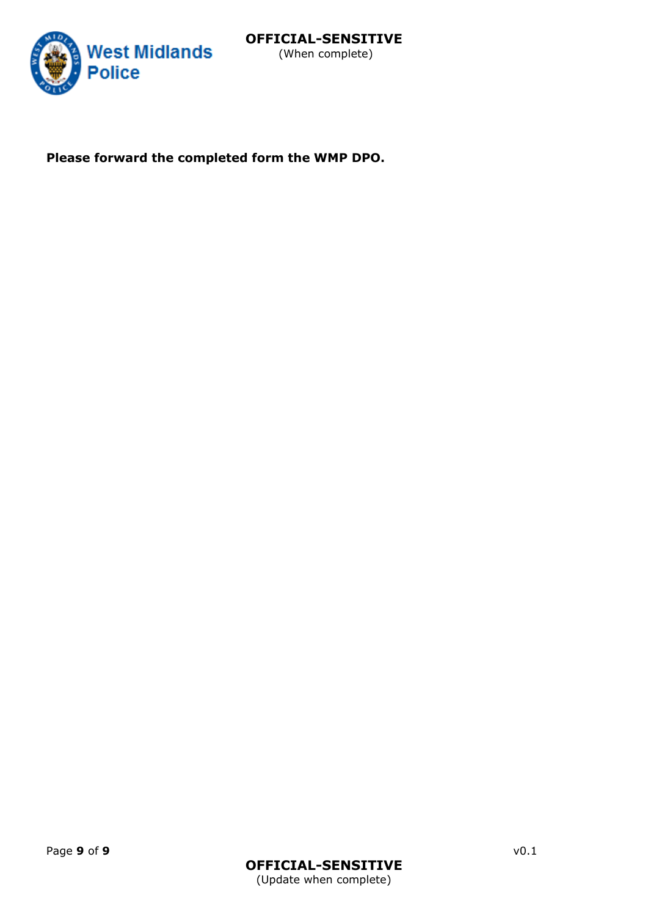**Please forward the completed form the WMP DPO.**